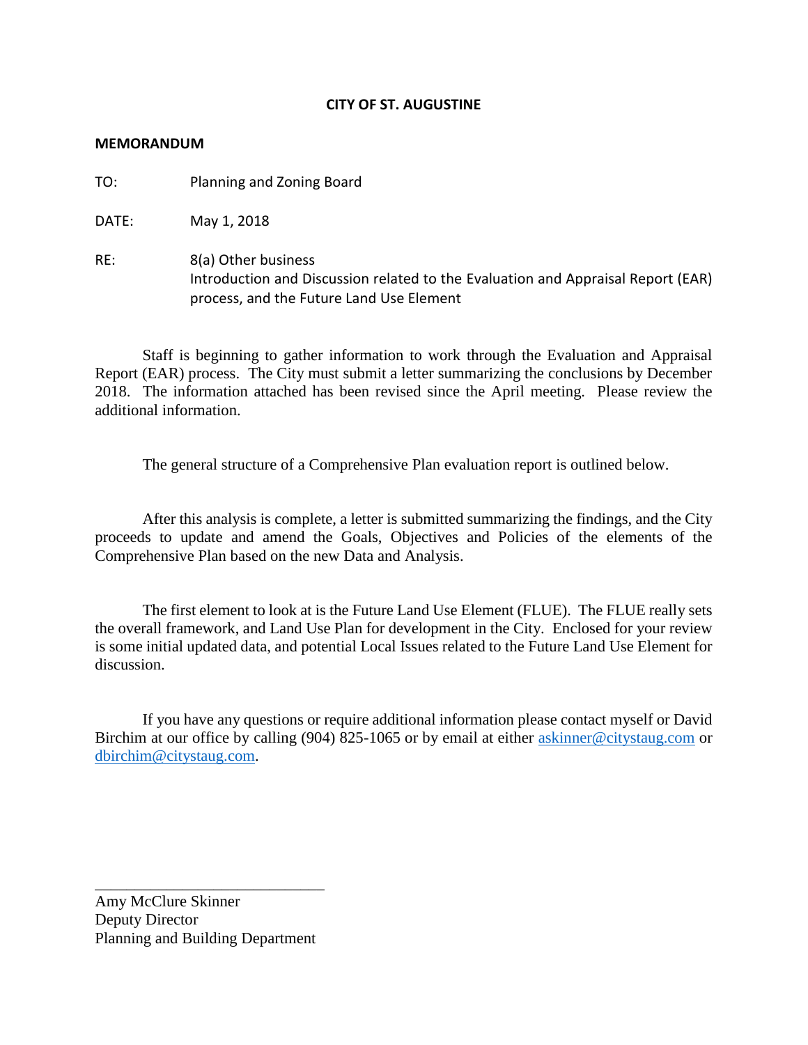**CITY OF ST. AUGUSTINE**

**MEMORANDUM**

TO: Planning and Zoning Board

DATE: May 1, 2018

RE: 8(a) Other business
Introduction and Discussion related to the Evaluation and Appraisal Report (EAR) process, and the Future Land Use Element

Staff is beginning to gather information to work through the Evaluation and Appraisal Report (EAR) process. The City must submit a letter summarizing the conclusions by December 2018. The information attached has been revised since the April meeting. Please review the additional information.

The general structure of a Comprehensive Plan evaluation report is outlined below.

After this analysis is complete, a letter is submitted summarizing the findings, and the City proceeds to update and amend the Goals, Objectives and Policies of the elements of the Comprehensive Plan based on the new Data and Analysis.

The first element to look at is the Future Land Use Element (FLUE). The FLUE really sets the overall framework, and Land Use Plan for development in the City. Enclosed for your review is some initial updated data, and potential Local Issues related to the Future Land Use Element for discussion.

If you have any questions or require additional information please contact myself or David Birchim at our office by calling (904) 825-1065 or by email at either askinner@citystaug.com or dbirchim@citystaug.com.

\_\_\_\_\_\_\_\_\_\_\_\_\_\_\_\_\_\_\_\_\_\_\_\_\_\_\_\_\_\_

Amy McClure Skinner
Deputy Director
Planning and Building Department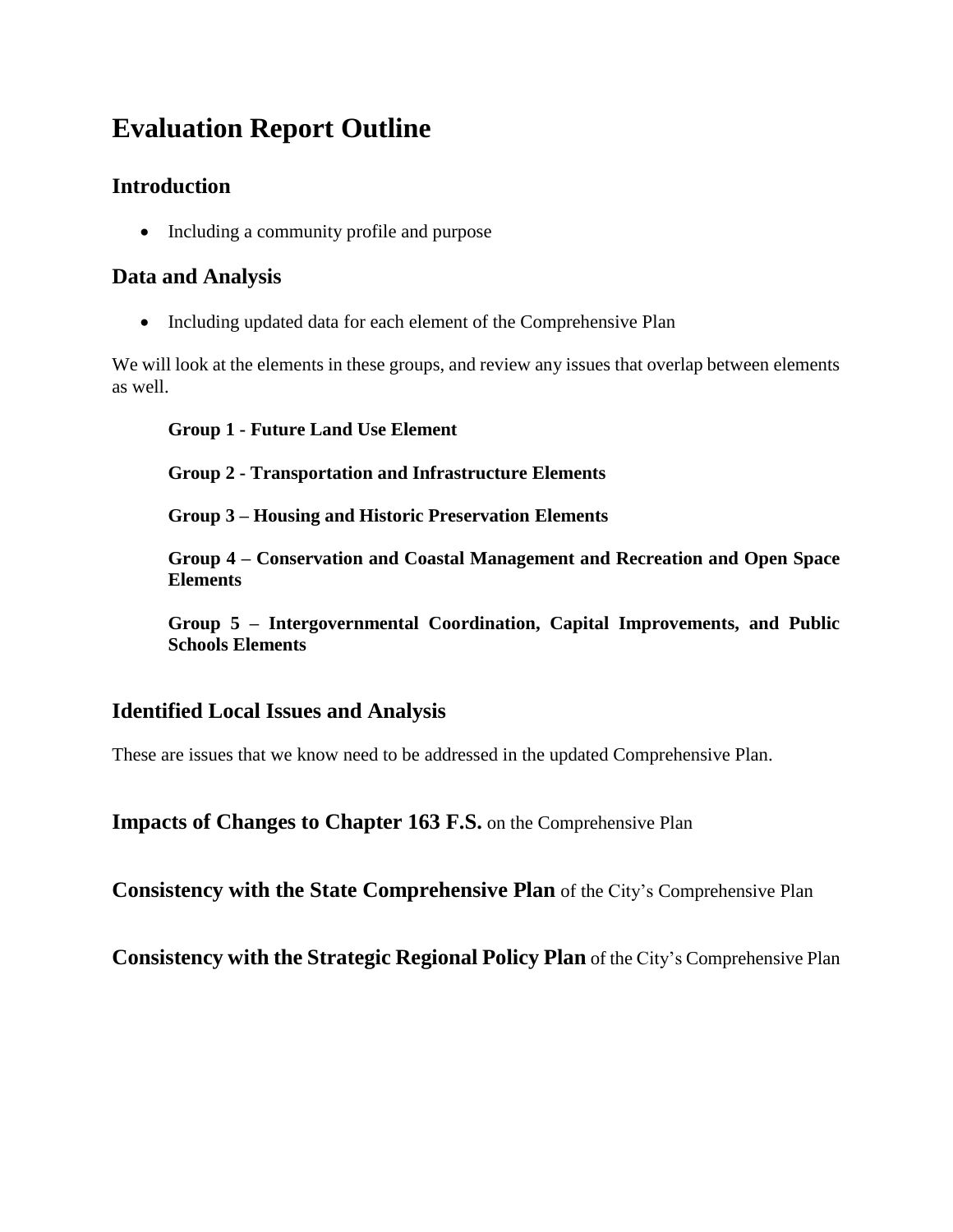# Evaluation Report Outline

## Introduction

- Including a community profile and purpose

## Data and Analysis

- Including updated data for each element of the Comprehensive Plan

We will look at the elements in these groups, and review any issues that overlap between elements as well.

**Group 1 - Future Land Use Element**

**Group 2 - Transportation and Infrastructure Elements**

**Group 3 – Housing and Historic Preservation Elements**

**Group 4 – Conservation and Coastal Management and Recreation and Open Space Elements**

**Group 5 – Intergovernmental Coordination, Capital Improvements, and Public Schools Elements**

## Identified Local Issues and Analysis

These are issues that we know need to be addressed in the updated Comprehensive Plan.

**Impacts of Changes to Chapter 163 F.S.** on the Comprehensive Plan

**Consistency with the State Comprehensive Plan** of the City's Comprehensive Plan

**Consistency with the Strategic Regional Policy Plan** of the City's Comprehensive Plan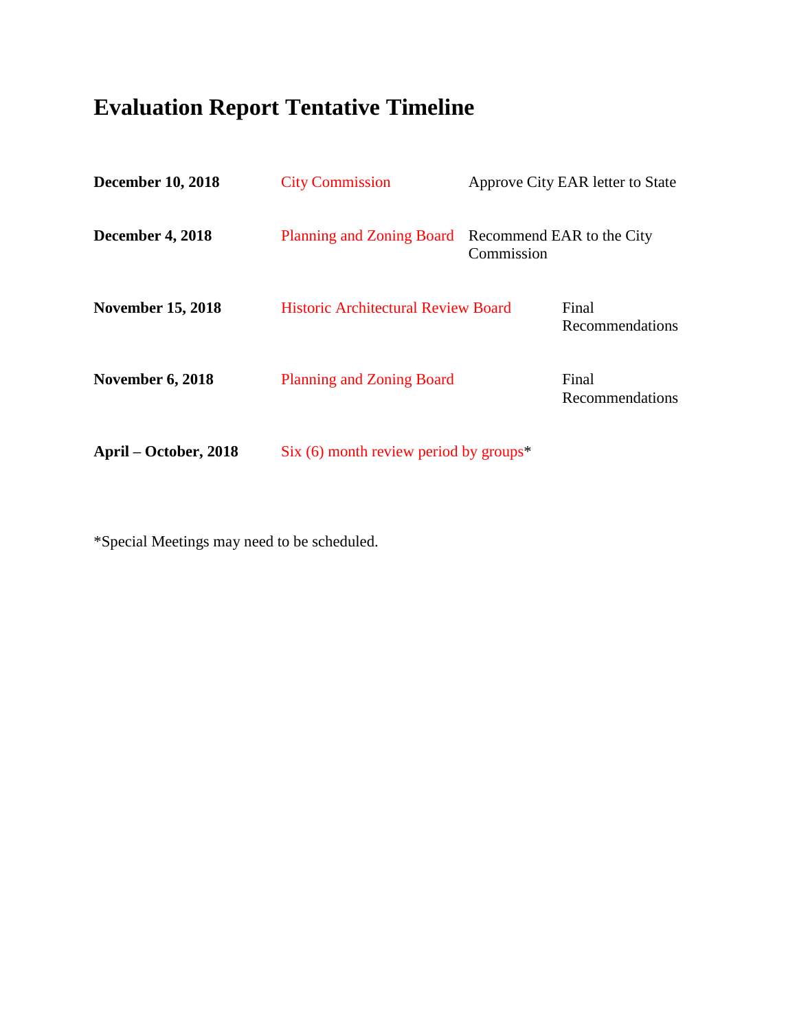# Evaluation Report Tentative Timeline

| | | |
|---|---|---|
| **December 10, 2018** | City Commission | Approve City EAR letter to State |
| **December 4, 2018** | Planning and Zoning Board | Recommend EAR to the City Commission |
| **November 15, 2018** | Historic Architectural Review Board | Final Recommendations |
| **November 6, 2018** | Planning and Zoning Board | Final Recommendations |
| **April – October, 2018** | Six (6) month review period by groups* | |

*Special Meetings may need to be scheduled.